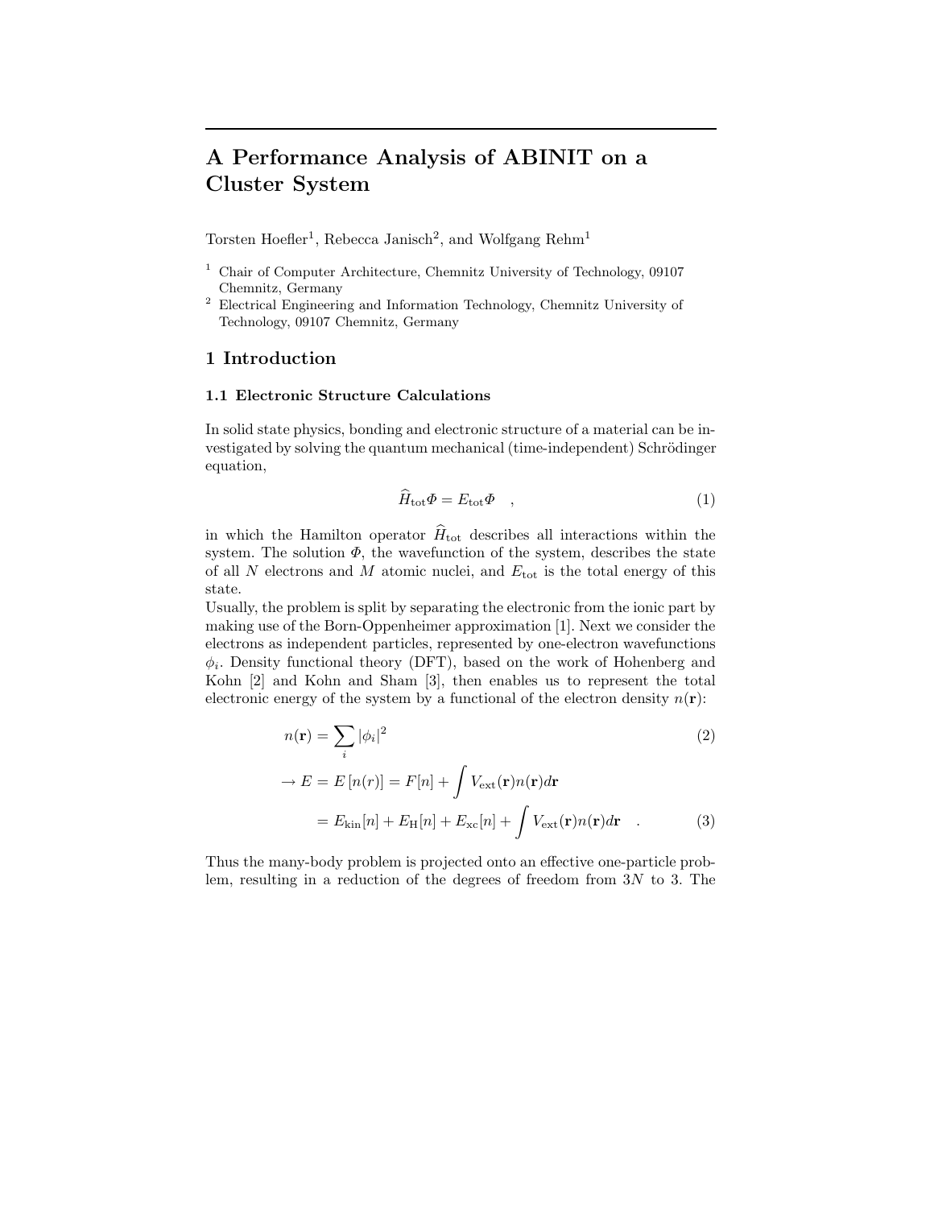# A Performance Analysis of ABINIT on a Cluster System

Torsten Hoefler[1], Rebecca Janisch[2], and Wolfgang Rehm[1]

[1] Chair of Computer Architecture, Chemnitz University of Technology, 09107 Chemnitz, Germany

[2] Electrical Engineering and Information Technology, Chemnitz University of Technology, 09107 Chemnitz, Germany

## 1 Introduction

### 1.1 Electronic Structure Calculations

In solid state physics, bonding and electronic structure of a material can be investigated by solving the quantum mechanical (time-independent) Schrödinger equation,

$$\widehat{H}_{\mathrm{tot}}\Phi = E_{\mathrm{tot}}\Phi \quad , \tag{1}$$

in which the Hamilton operator $\widehat{H}_{\mathrm{tot}}$ describes all interactions within the system. The solution $\Phi$, the wavefunction of the system, describes the state of all $N$ electrons and $M$ atomic nuclei, and $E_{\mathrm{tot}}$ is the total energy of this state.

Usually, the problem is split by separating the electronic from the ionic part by making use of the Born-Oppenheimer approximation [1]. Next we consider the electrons as independent particles, represented by one-electron wavefunctions $\phi_i$. Density functional theory (DFT), based on the work of Hohenberg and Kohn [2] and Kohn and Sham [3], then enables us to represent the total electronic energy of the system by a functional of the electron density $n(\mathbf{r})$:

$$n(\mathbf{r}) = \sum_i |\phi_i|^2 \tag{2}$$

$$\begin{aligned}\rightarrow E = E\left[n(r)\right] &= F[n] + \int V_{\mathrm{ext}}(\mathbf{r})n(\mathbf{r})d\mathbf{r} \\ &= E_{\mathrm{kin}}[n] + E_{\mathrm{H}}[n] + E_{\mathrm{xc}}[n] + \int V_{\mathrm{ext}}(\mathbf{r})n(\mathbf{r})d\mathbf{r} \quad .\end{aligned} \tag{3}$$

Thus the many-body problem is projected onto an effective one-particle problem, resulting in a reduction of the degrees of freedom from $3N$ to 3. The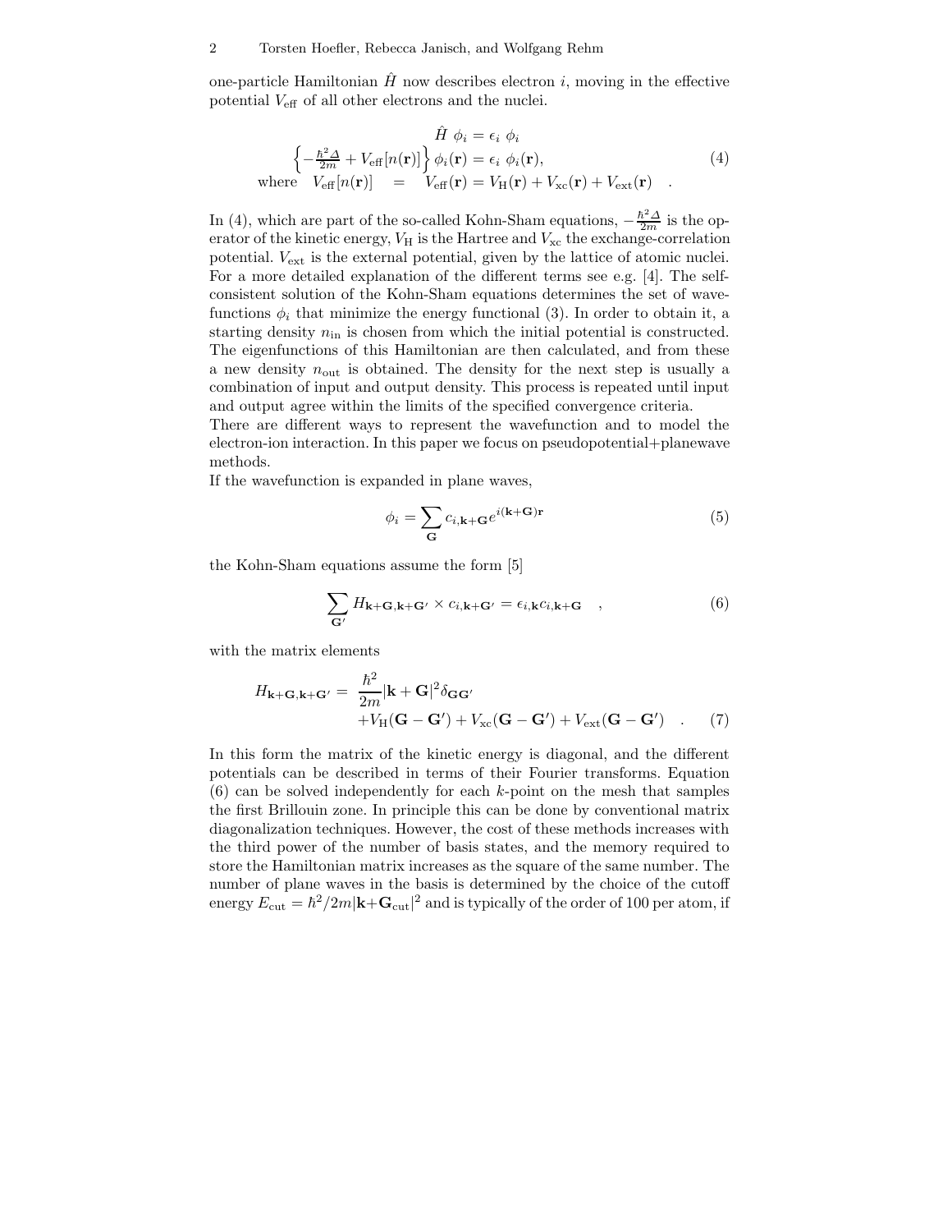one-particle Hamiltonian $\hat{H}$ now describes electron $i$, moving in the effective potential $V_{\text{eff}}$ of all other electrons and the nuclei.

$$
\begin{aligned}
\hat{H}\ \phi_i &= \epsilon_i\ \phi_i \\
\left\{-\frac{\hbar^2 \Delta}{2m} + V_{\text{eff}}[n(\mathbf{r})]\right\} \phi_i(\mathbf{r}) &= \epsilon_i\ \phi_i(\mathbf{r}), \\
\text{where} \quad V_{\text{eff}}[n(\mathbf{r})] \quad = \quad V_{\text{eff}}(\mathbf{r}) &= V_{\text{H}}(\mathbf{r}) + V_{\text{xc}}(\mathbf{r}) + V_{\text{ext}}(\mathbf{r}) \quad .
\end{aligned}
\tag{4}
$$

In (4), which are part of the so-called Kohn-Sham equations, $-\frac{\hbar^2 \Delta}{2m}$ is the operator of the kinetic energy, $V_{\text{H}}$ is the Hartree and $V_{\text{xc}}$ the exchange-correlation potential. $V_{\text{ext}}$ is the external potential, given by the lattice of atomic nuclei. For a more detailed explanation of the different terms see e.g. [4]. The self-consistent solution of the Kohn-Sham equations determines the set of wavefunctions $\phi_i$ that minimize the energy functional (3). In order to obtain it, a starting density $n_{\text{in}}$ is chosen from which the initial potential is constructed. The eigenfunctions of this Hamiltonian are then calculated, and from these a new density $n_{\text{out}}$ is obtained. The density for the next step is usually a combination of input and output density. This process is repeated until input and output agree within the limits of the specified convergence criteria.
There are different ways to represent the wavefunction and to model the electron-ion interaction. In this paper we focus on pseudopotential+planewave methods.
If the wavefunction is expanded in plane waves,

$$
\phi_i = \sum_{\mathbf{G}} c_{i,\mathbf{k}+\mathbf{G}} e^{i(\mathbf{k}+\mathbf{G})\mathbf{r}} \tag{5}
$$

the Kohn-Sham equations assume the form [5]

$$
\sum_{\mathbf{G}'} H_{\mathbf{k}+\mathbf{G},\mathbf{k}+\mathbf{G}'} \times c_{i,\mathbf{k}+\mathbf{G}'} = \epsilon_{i,\mathbf{k}} c_{i,\mathbf{k}+\mathbf{G}} \quad , \tag{6}
$$

with the matrix elements

$$
\begin{aligned}
H_{\mathbf{k}+\mathbf{G},\mathbf{k}+\mathbf{G}'} = \ & \frac{\hbar^2}{2m} |\mathbf{k}+\mathbf{G}|^2 \delta_{\mathbf{G}\mathbf{G}'} \\
& + V_{\text{H}}(\mathbf{G}-\mathbf{G}') + V_{\text{xc}}(\mathbf{G}-\mathbf{G}') + V_{\text{ext}}(\mathbf{G}-\mathbf{G}') \quad .
\end{aligned}
\tag{7}
$$

In this form the matrix of the kinetic energy is diagonal, and the different potentials can be described in terms of their Fourier transforms. Equation (6) can be solved independently for each $k$-point on the mesh that samples the first Brillouin zone. In principle this can be done by conventional matrix diagonalization techniques. However, the cost of these methods increases with the third power of the number of basis states, and the memory required to store the Hamiltonian matrix increases as the square of the same number. The number of plane waves in the basis is determined by the choice of the cutoff energy $E_{\text{cut}} = \hbar^2/2m|\mathbf{k}+\mathbf{G}_{\text{cut}}|^2$ and is typically of the order of 100 per atom, if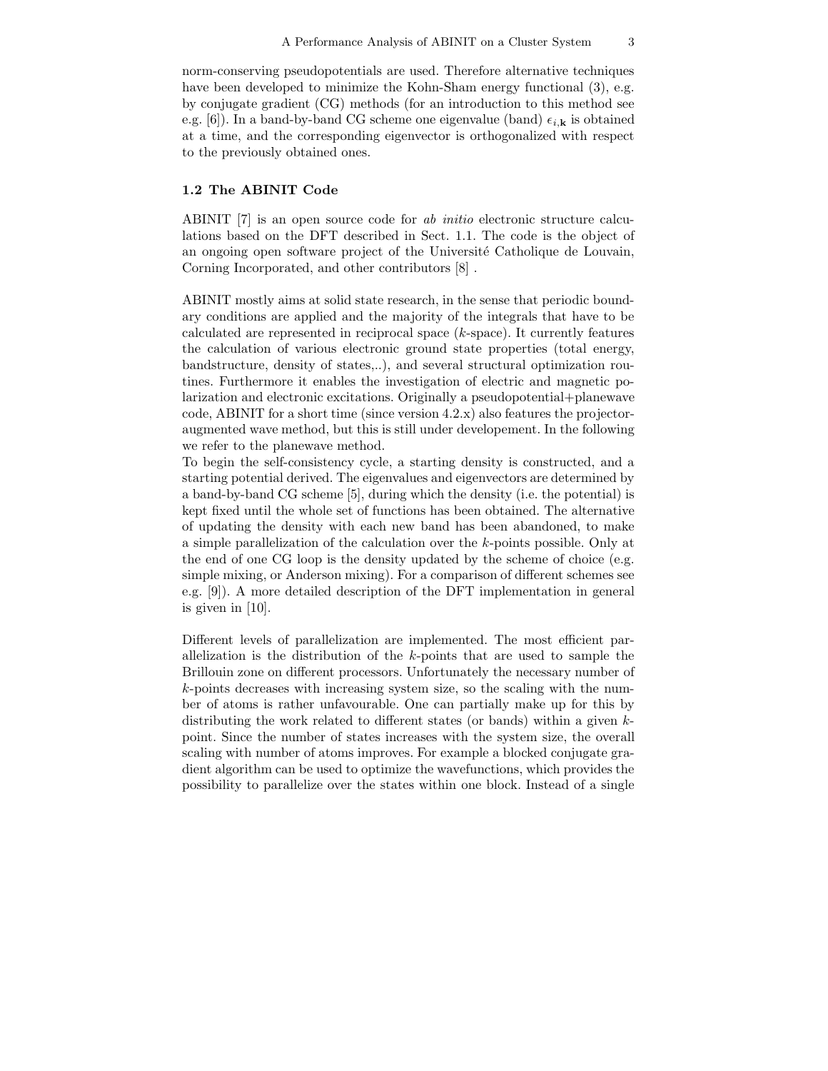norm-conserving pseudopotentials are used. Therefore alternative techniques have been developed to minimize the Kohn-Sham energy functional (3), e.g. by conjugate gradient (CG) methods (for an introduction to this method see e.g. [6]). In a band-by-band CG scheme one eigenvalue (band) $\epsilon_{i,\mathbf{k}}$ is obtained at a time, and the corresponding eigenvector is orthogonalized with respect to the previously obtained ones.

### 1.2 The ABINIT Code

ABINIT [7] is an open source code for *ab initio* electronic structure calculations based on the DFT described in Sect. 1.1. The code is the object of an ongoing open software project of the Université Catholique de Louvain, Corning Incorporated, and other contributors [8] .

ABINIT mostly aims at solid state research, in the sense that periodic boundary conditions are applied and the majority of the integrals that have to be calculated are represented in reciprocal space ($k$-space). It currently features the calculation of various electronic ground state properties (total energy, bandstructure, density of states,..), and several structural optimization routines. Furthermore it enables the investigation of electric and magnetic polarization and electronic excitations. Originally a pseudopotential+planewave code, ABINIT for a short time (since version 4.2.x) also features the projector-augmented wave method, but this is still under developement. In the following we refer to the planewave method.
To begin the self-consistency cycle, a starting density is constructed, and a starting potential derived. The eigenvalues and eigenvectors are determined by a band-by-band CG scheme [5], during which the density (i.e. the potential) is kept fixed until the whole set of functions has been obtained. The alternative of updating the density with each new band has been abandoned, to make a simple parallelization of the calculation over the $k$-points possible. Only at the end of one CG loop is the density updated by the scheme of choice (e.g. simple mixing, or Anderson mixing). For a comparison of different schemes see e.g. [9]). A more detailed description of the DFT implementation in general is given in [10].

Different levels of parallelization are implemented. The most efficient parallelization is the distribution of the $k$-points that are used to sample the Brillouin zone on different processors. Unfortunately the necessary number of $k$-points decreases with increasing system size, so the scaling with the number of atoms is rather unfavourable. One can partially make up for this by distributing the work related to different states (or bands) within a given $k$-point. Since the number of states increases with the system size, the overall scaling with number of atoms improves. For example a blocked conjugate gradient algorithm can be used to optimize the wavefunctions, which provides the possibility to parallelize over the states within one block. Instead of a single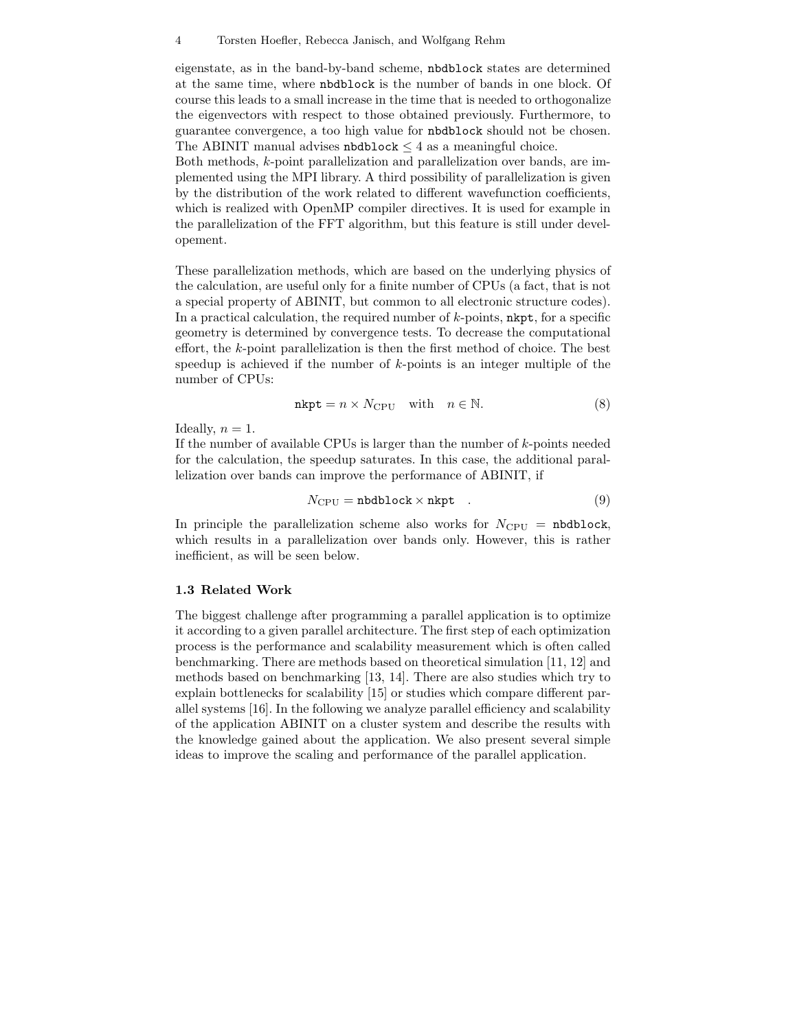eigenstate, as in the band-by-band scheme, `nbdblock` states are determined at the same time, where `nbdblock` is the number of bands in one block. Of course this leads to a small increase in the time that is needed to orthogonalize the eigenvectors with respect to those obtained previously. Furthermore, to guarantee convergence, a too high value for `nbdblock` should not be chosen. The ABINIT manual advises $\texttt{nbdblock} \leq 4$ as a meaningful choice.

Both methods, $k$-point parallelization and parallelization over bands, are implemented using the MPI library. A third possibility of parallelization is given by the distribution of the work related to different wavefunction coefficients, which is realized with OpenMP compiler directives. It is used for example in the parallelization of the FFT algorithm, but this feature is still under developement.

These parallelization methods, which are based on the underlying physics of the calculation, are useful only for a finite number of CPUs (a fact, that is not a special property of ABINIT, but common to all electronic structure codes). In a practical calculation, the required number of $k$-points, `nkpt`, for a specific geometry is determined by convergence tests. To decrease the computational effort, the $k$-point parallelization is then the first method of choice. The best speedup is achieved if the number of $k$-points is an integer multiple of the number of CPUs:

$$\texttt{nkpt} = n \times N_{\mathrm{CPU}} \quad \text{with} \quad n \in \mathbb{N}. \tag{8}$$

Ideally, $n = 1$.

If the number of available CPUs is larger than the number of $k$-points needed for the calculation, the speedup saturates. In this case, the additional parallelization over bands can improve the performance of ABINIT, if

$$N_{\mathrm{CPU}} = \texttt{nbdblock} \times \texttt{nkpt} \quad . \tag{9}$$

In principle the parallelization scheme also works for $N_{\mathrm{CPU}} = \texttt{nbdblock}$, which results in a parallelization over bands only. However, this is rather inefficient, as will be seen below.

### 1.3 Related Work

The biggest challenge after programming a parallel application is to optimize it according to a given parallel architecture. The first step of each optimization process is the performance and scalability measurement which is often called benchmarking. There are methods based on theoretical simulation [11, 12] and methods based on benchmarking [13, 14]. There are also studies which try to explain bottlenecks for scalability [15] or studies which compare different parallel systems [16]. In the following we analyze parallel efficiency and scalability of the application ABINIT on a cluster system and describe the results with the knowledge gained about the application. We also present several simple ideas to improve the scaling and performance of the parallel application.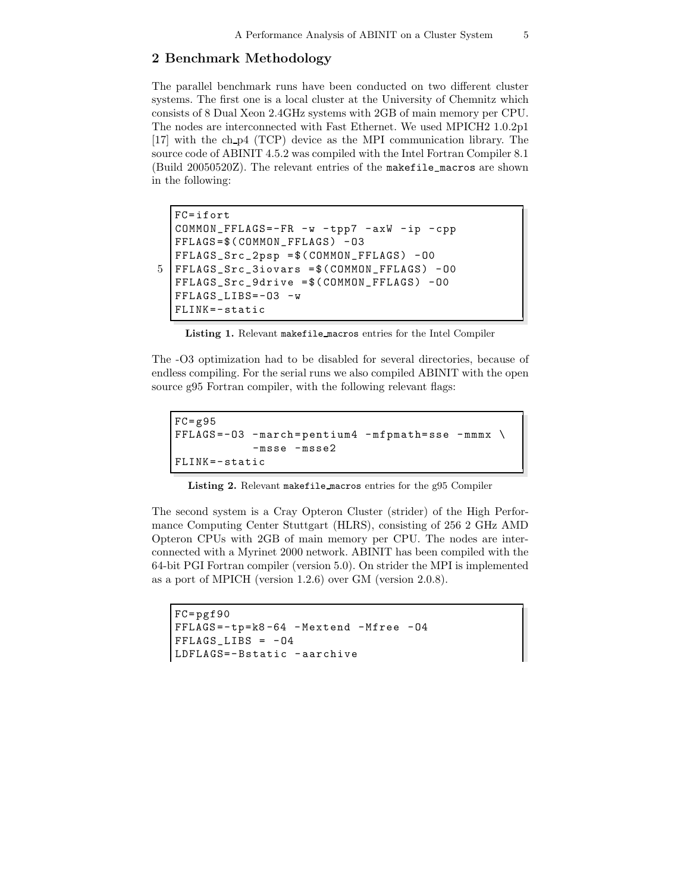## 2 Benchmark Methodology

The parallel benchmark runs have been conducted on two different cluster systems. The first one is a local cluster at the University of Chemnitz which consists of 8 Dual Xeon 2.4GHz systems with 2GB of main memory per CPU. The nodes are interconnected with Fast Ethernet. We used MPICH2 1.0.2p1 [17] with the ch_p4 (TCP) device as the MPI communication library. The source code of ABINIT 4.5.2 was compiled with the Intel Fortran Compiler 8.1 (Build 20050520Z). The relevant entries of the `makefile_macros` are shown in the following:

```
FC=ifort
COMMON_FFLAGS=-FR -w -tpp7 -axW -ip -cpp
FFLAGS=$(COMMON_FFLAGS) -O3
FFLAGS_Src_2psp =$(COMMON_FFLAGS) -O0
FFLAGS_Src_3iovars =$(COMMON_FFLAGS) -O0
FFLAGS_Src_9drive =$(COMMON_FFLAGS) -O0
FFLAGS_LIBS=-O3 -w
FLINK=-static
```

**Listing 1.** Relevant makefile_macros entries for the Intel Compiler

The -O3 optimization had to be disabled for several directories, because of endless compiling. For the serial runs we also compiled ABINIT with the open source g95 Fortran compiler, with the following relevant flags:

```
FC=g95
FFLAGS=-O3 -march=pentium4 -mfpmath=sse -mmmx \
          -msse -msse2
FLINK=-static
```

**Listing 2.** Relevant makefile_macros entries for the g95 Compiler

The second system is a Cray Opteron Cluster (strider) of the High Performance Computing Center Stuttgart (HLRS), consisting of 256 2 GHz AMD Opteron CPUs with 2GB of main memory per CPU. The nodes are interconnected with a Myrinet 2000 network. ABINIT has been compiled with the 64-bit PGI Fortran compiler (version 5.0). On strider the MPI is implemented as a port of MPICH (version 1.2.6) over GM (version 2.0.8).

```
FC=pgf90
FFLAGS=-tp=k8-64 -Mextend -Mfree -O4
FFLAGS_LIBS = -O4
LDFLAGS=-Bstatic -aarchive
```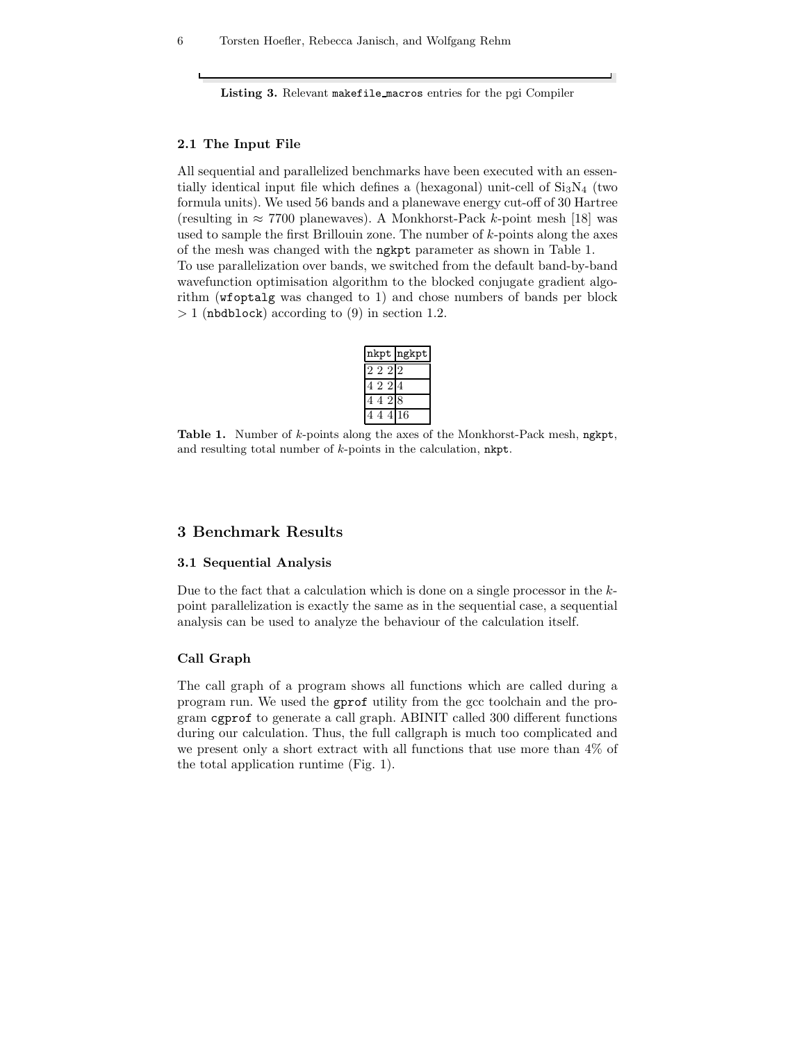**Listing 3.** Relevant `makefile_macros` entries for the pgi Compiler

### 2.1 The Input File

All sequential and parallelized benchmarks have been executed with an essentially identical input file which defines a (hexagonal) unit-cell of $Si_3N_4$ (two formula units). We used 56 bands and a planewave energy cut-off of 30 Hartree (resulting in $\approx 7700$ planewaves). A Monkhorst-Pack $k$-point mesh [18] was used to sample the first Brillouin zone. The number of $k$-points along the axes of the mesh was changed with the `ngkpt` parameter as shown in Table 1.
To use parallelization over bands, we switched from the default band-by-band wavefunction optimisation algorithm to the blocked conjugate gradient algorithm (`wfoptalg` was changed to 1) and chose numbers of bands per block $> 1$ (`nbdblock`) according to (9) in section 1.2.

| `nkpt` | `ngkpt` |
|---|---|
| 2 2 2 | 2 |
| 4 2 2 | 4 |
| 4 4 2 | 8 |
| 4 4 4 | 16 |

**Table 1.** Number of $k$-points along the axes of the Monkhorst-Pack mesh, `ngkpt`, and resulting total number of $k$-points in the calculation, `nkpt`.

## 3 Benchmark Results

### 3.1 Sequential Analysis

Due to the fact that a calculation which is done on a single processor in the $k$-point parallelization is exactly the same as in the sequential case, a sequential analysis can be used to analyze the behaviour of the calculation itself.

### Call Graph

The call graph of a program shows all functions which are called during a program run. We used the `gprof` utility from the gcc toolchain and the program `cgprof` to generate a call graph. ABINIT called 300 different functions during our calculation. Thus, the full callgraph is much too complicated and we present only a short extract with all functions that use more than 4% of the total application runtime (Fig. 1).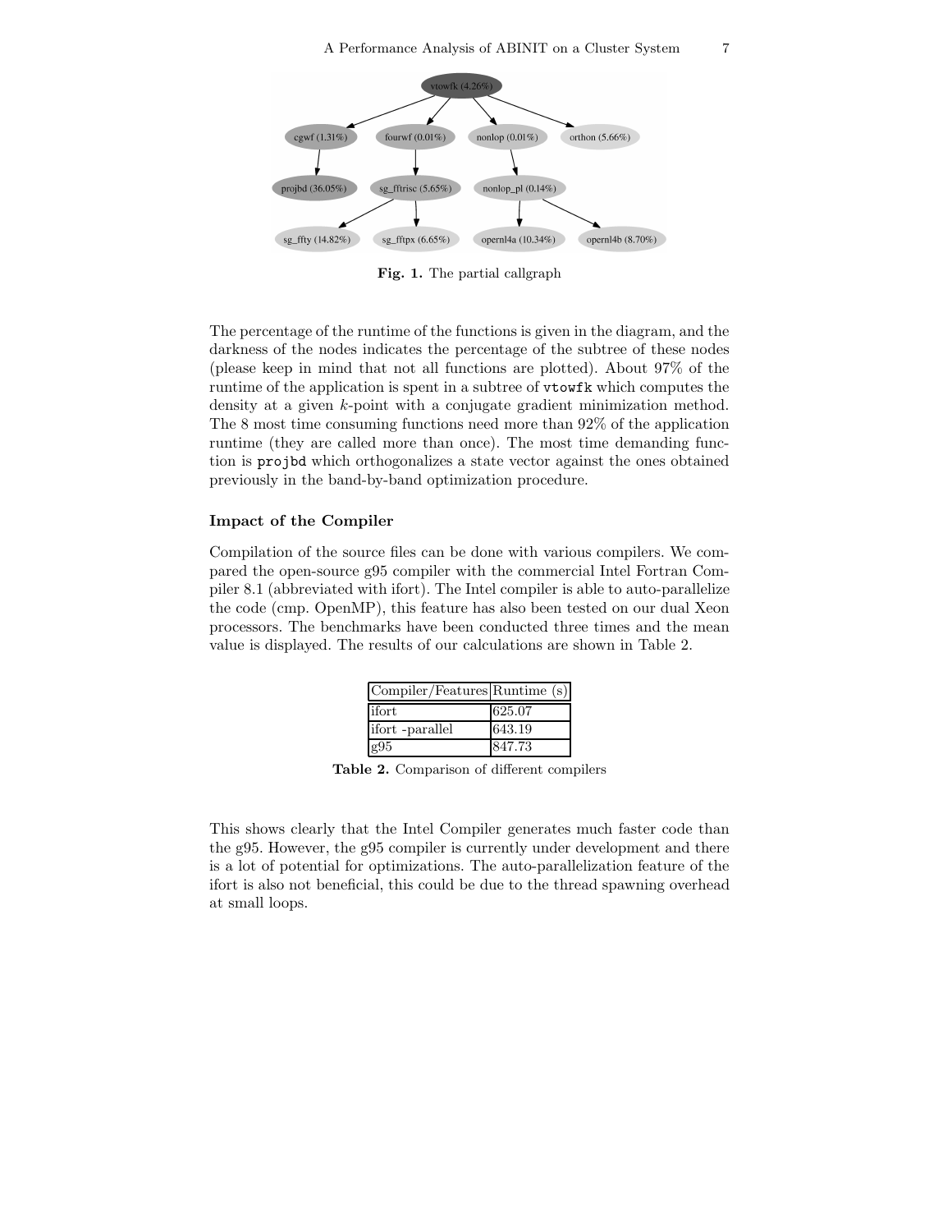Fig. 1. The partial callgraph

The percentage of the runtime of the functions is given in the diagram, and the darkness of the nodes indicates the percentage of the subtree of these nodes (please keep in mind that not all functions are plotted). About 97% of the runtime of the application is spent in a subtree of `vtowfk` which computes the density at a given $k$-point with a conjugate gradient minimization method. The 8 most time consuming functions need more than 92% of the application runtime (they are called more than once). The most time demanding function is `projbd` which orthogonalizes a state vector against the ones obtained previously in the band-by-band optimization procedure.

**Impact of the Compiler**

Compilation of the source files can be done with various compilers. We compared the open-source g95 compiler with the commercial Intel Fortran Compiler 8.1 (abbreviated with ifort). The Intel compiler is able to auto-parallelize the code (cmp. OpenMP), this feature has also been tested on our dual Xeon processors. The benchmarks have been conducted three times and the mean value is displayed. The results of our calculations are shown in Table 2.

| Compiler/Features | Runtime (s) |
|---|---|
| ifort | 625.07 |
| ifort -parallel | 643.19 |
| g95 | 847.73 |

**Table 2.** Comparison of different compilers

This shows clearly that the Intel Compiler generates much faster code than the g95. However, the g95 compiler is currently under development and there is a lot of potential for optimizations. The auto-parallelization feature of the ifort is also not beneficial, this could be due to the thread spawning overhead at small loops.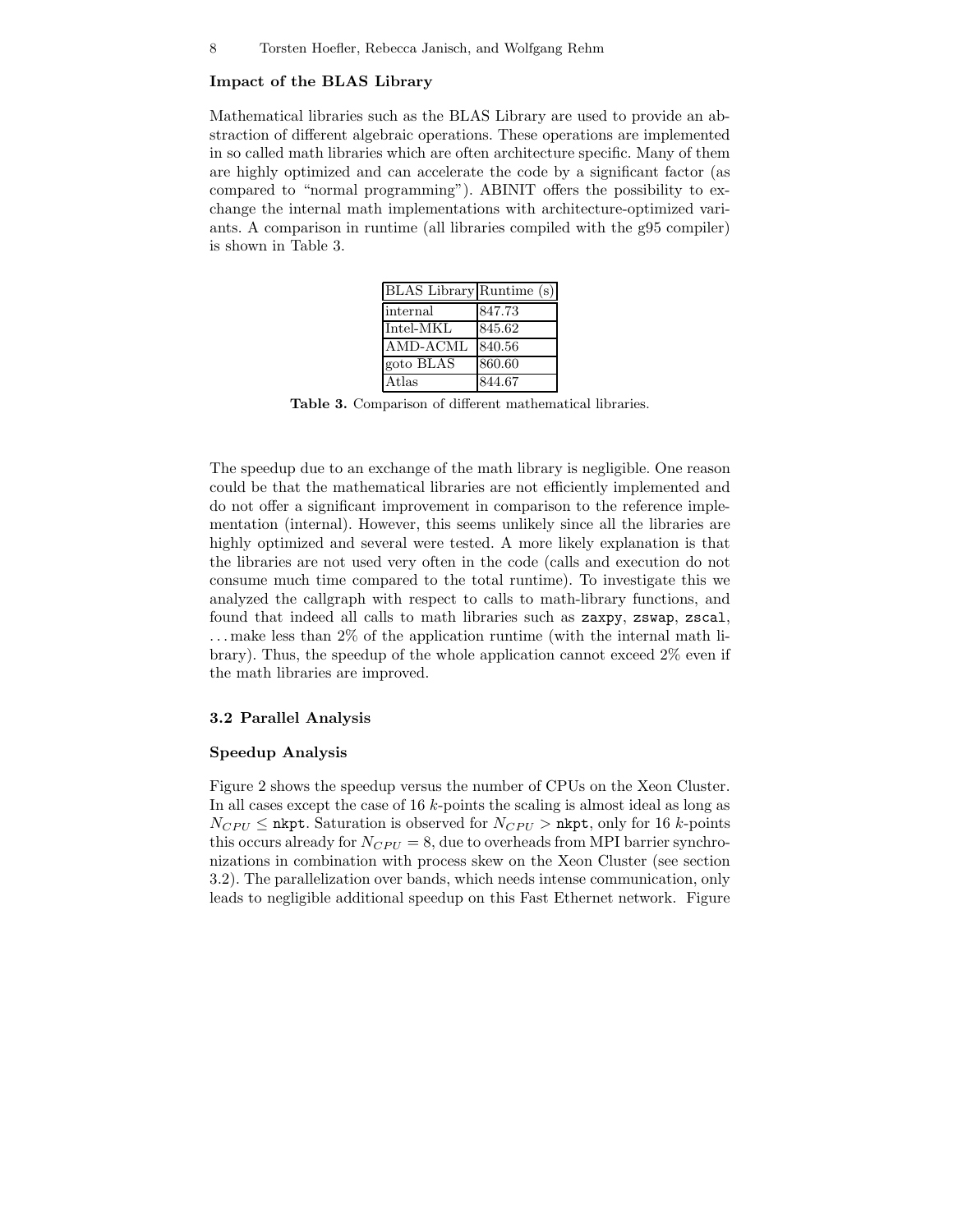### Impact of the BLAS Library

Mathematical libraries such as the BLAS Library are used to provide an abstraction of different algebraic operations. These operations are implemented in so called math libraries which are often architecture specific. Many of them are highly optimized and can accelerate the code by a significant factor (as compared to "normal programming"). ABINIT offers the possibility to exchange the internal math implementations with architecture-optimized variants. A comparison in runtime (all libraries compiled with the g95 compiler) is shown in Table 3.

| BLAS Library | Runtime (s) |
|---|---|
| internal | 847.73 |
| Intel-MKL | 845.62 |
| AMD-ACML | 840.56 |
| goto BLAS | 860.60 |
| Atlas | 844.67 |

**Table 3.** Comparison of different mathematical libraries.

The speedup due to an exchange of the math library is negligible. One reason could be that the mathematical libraries are not efficiently implemented and do not offer a significant improvement in comparison to the reference implementation (internal). However, this seems unlikely since all the libraries are highly optimized and several were tested. A more likely explanation is that the libraries are not used very often in the code (calls and execution do not consume much time compared to the total runtime). To investigate this we analyzed the callgraph with respect to calls to math-library functions, and found that indeed all calls to math libraries such as `zaxpy`, `zswap`, `zscal`, ... make less than 2% of the application runtime (with the internal math library). Thus, the speedup of the whole application cannot exceed 2% even if the math libraries are improved.

## 3.2 Parallel Analysis

### Speedup Analysis

Figure 2 shows the speedup versus the number of CPUs on the Xeon Cluster. In all cases except the case of 16 $k$-points the scaling is almost ideal as long as $N_{CPU} \leq$ `nkpt`. Saturation is observed for $N_{CPU} >$ `nkpt`, only for 16 $k$-points this occurs already for $N_{CPU} = 8$, due to overheads from MPI barrier synchronizations in combination with process skew on the Xeon Cluster (see section 3.2). The parallelization over bands, which needs intense communication, only leads to negligible additional speedup on this Fast Ethernet network. Figure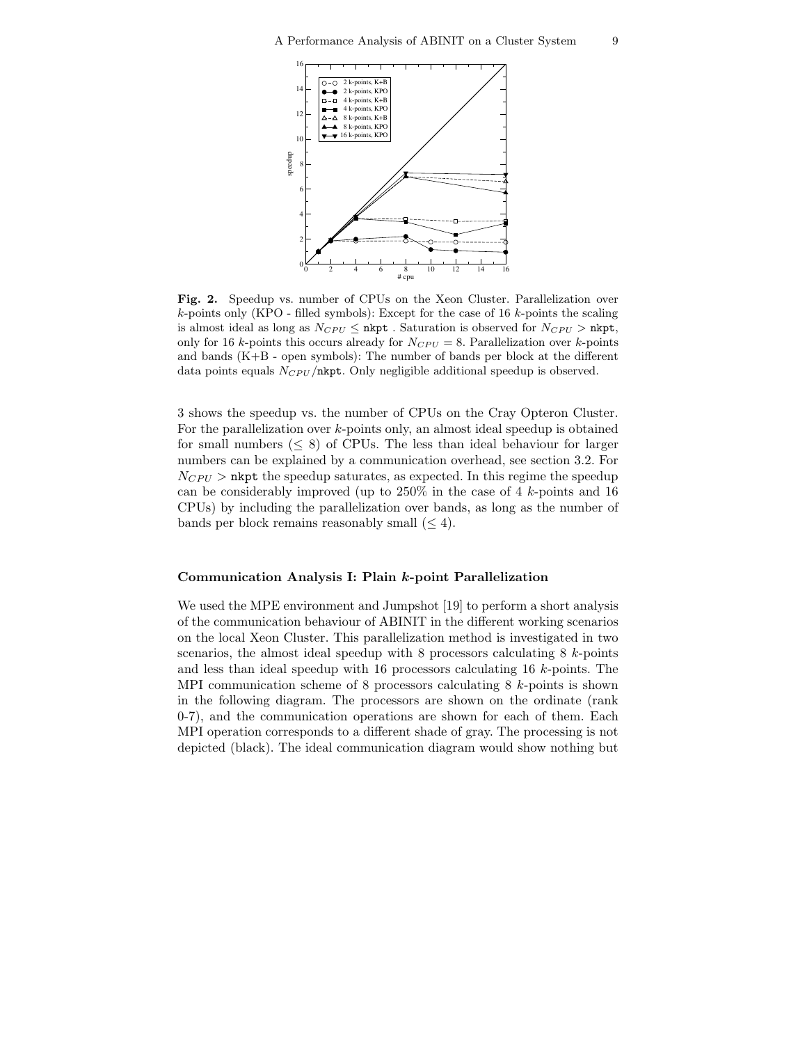**Fig. 2.** Speedup vs. number of CPUs on the Xeon Cluster. Parallelization over $k$-points only (KPO - filled symbols): Except for the case of 16 $k$-points the scaling is almost ideal as long as $N_{CPU} \leq$ `nkpt` . Saturation is observed for $N_{CPU} >$ `nkpt`, only for 16 $k$-points this occurs already for $N_{CPU} = 8$. Parallelization over $k$-points and bands (K+B - open symbols): The number of bands per block at the different data points equals $N_{CPU}$/`nkpt`. Only negligible additional speedup is observed.

3 shows the speedup vs. the number of CPUs on the Cray Opteron Cluster. For the parallelization over $k$-points only, an almost ideal speedup is obtained for small numbers ($\leq 8$) of CPUs. The less than ideal behaviour for larger numbers can be explained by a communication overhead, see section 3.2. For $N_{CPU} >$ `nkpt` the speedup saturates, as expected. In this regime the speedup can be considerably improved (up to 250% in the case of 4 $k$-points and 16 CPUs) by including the parallelization over bands, as long as the number of bands per block remains reasonably small ($\leq 4$).

### Communication Analysis I: Plain $k$-point Parallelization

We used the MPE environment and Jumpshot [19] to perform a short analysis of the communication behaviour of ABINIT in the different working scenarios on the local Xeon Cluster. This parallelization method is investigated in two scenarios, the almost ideal speedup with 8 processors calculating 8 $k$-points and less than ideal speedup with 16 processors calculating 16 $k$-points. The MPI communication scheme of 8 processors calculating 8 $k$-points is shown in the following diagram. The processors are shown on the ordinate (rank 0-7), and the communication operations are shown for each of them. Each MPI operation corresponds to a different shade of gray. The processing is not depicted (black). The ideal communication diagram would show nothing but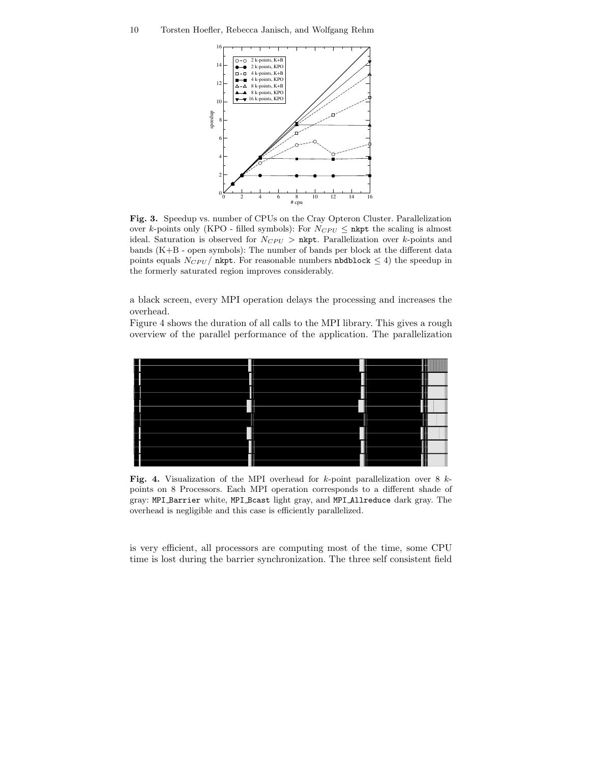**Fig. 3.** Speedup vs. number of CPUs on the Cray Opteron Cluster. Parallelization over $k$-points only (KPO - filled symbols): For $N_{CPU} \leq$ `nkpt` the scaling is almost ideal. Saturation is observed for $N_{CPU} >$ `nkpt`. Parallelization over $k$-points and bands (K+B - open symbols): The number of bands per block at the different data points equals $N_{CPU}/$ `nkpt`. For reasonable numbers `nbdblock` $\leq 4$) the speedup in the formerly saturated region improves considerably.

a black screen, every MPI operation delays the processing and increases the overhead.

Figure 4 shows the duration of all calls to the MPI library. This gives a rough overview of the parallel performance of the application. The parallelization

**Fig. 4.** Visualization of the MPI overhead for $k$-point parallelization over 8 $k$-points on 8 Processors. Each MPI operation corresponds to a different shade of gray: `MPI_Barrier` white, `MPI_Bcast` light gray, and `MPI_Allreduce` dark gray. The overhead is negligible and this case is efficiently parallelized.

is very efficient, all processors are computing most of the time, some CPU time is lost during the barrier synchronization. The three self consistent field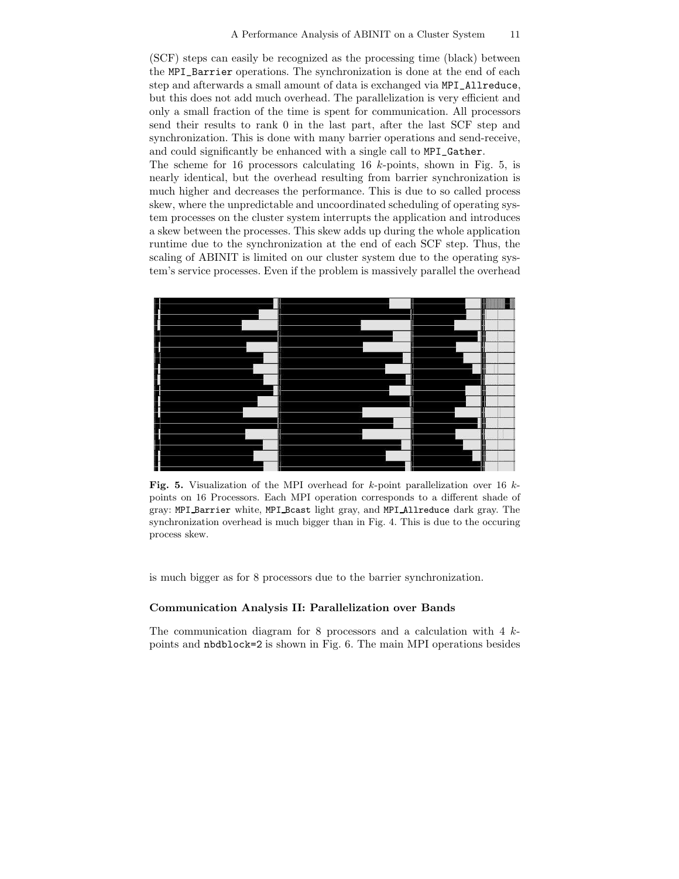(SCF) steps can easily be recognized as the processing time (black) between the `MPI_Barrier` operations. The synchronization is done at the end of each step and afterwards a small amount of data is exchanged via `MPI_Allreduce`, but this does not add much overhead. The parallelization is very efficient and only a small fraction of the time is spent for communication. All processors send their results to rank 0 in the last part, after the last SCF step and synchronization. This is done with many barrier operations and send-receive, and could significantly be enhanced with a single call to `MPI_Gather`.

The scheme for 16 processors calculating 16 $k$-points, shown in Fig. 5, is nearly identical, but the overhead resulting from barrier synchronization is much higher and decreases the performance. This is due to so called process skew, where the unpredictable and uncoordinated scheduling of operating system processes on the cluster system interrupts the application and introduces a skew between the processes. This skew adds up during the whole application runtime due to the synchronization at the end of each SCF step. Thus, the scaling of ABINIT is limited on our cluster system due to the operating system's service processes. Even if the problem is massively parallel the overhead is much bigger as for 8 processors due to the barrier synchronization.

**Fig. 5.** Visualization of the MPI overhead for $k$-point parallelization over 16 $k$-points on 16 Processors. Each MPI operation corresponds to a different shade of gray: `MPI_Barrier` white, `MPI_Bcast` light gray, and `MPI_Allreduce` dark gray. The synchronization overhead is much bigger than in Fig. 4. This is due to the occuring process skew.

### Communication Analysis II: Parallelization over Bands

The communication diagram for 8 processors and a calculation with 4 $k$-points and `nbdblock=2` is shown in Fig. 6. The main MPI operations besides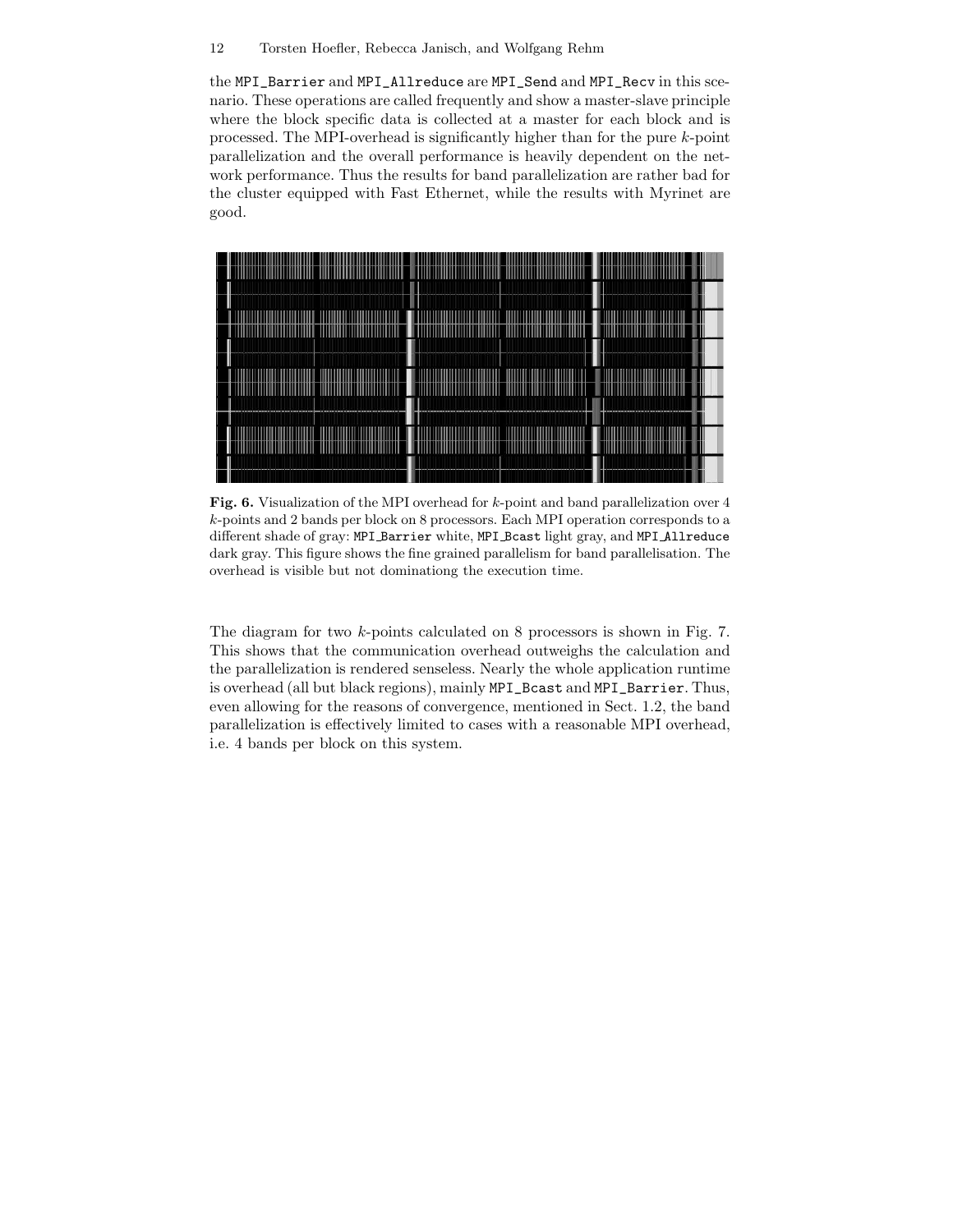the `MPI_Barrier` and `MPI_Allreduce` are `MPI_Send` and `MPI_Recv` in this scenario. These operations are called frequently and show a master-slave principle where the block specific data is collected at a master for each block and is processed. The MPI-overhead is significantly higher than for the pure $k$-point parallelization and the overall performance is heavily dependent on the network performance. Thus the results for band parallelization are rather bad for the cluster equipped with Fast Ethernet, while the results with Myrinet are good.

**Fig. 6.** Visualization of the MPI overhead for $k$-point and band parallelization over 4 $k$-points and 2 bands per block on 8 processors. Each MPI operation corresponds to a different shade of gray: `MPI_Barrier` white, `MPI_Bcast` light gray, and `MPI_Allreduce` dark gray. This figure shows the fine grained parallelism for band parallelisation. The overhead is visible but not dominationg the execution time.

The diagram for two $k$-points calculated on 8 processors is shown in Fig. 7. This shows that the communication overhead outweighs the calculation and the parallelization is rendered senseless. Nearly the whole application runtime is overhead (all but black regions), mainly `MPI_Bcast` and `MPI_Barrier`. Thus, even allowing for the reasons of convergence, mentioned in Sect. 1.2, the band parallelization is effectively limited to cases with a reasonable MPI overhead, i.e. 4 bands per block on this system.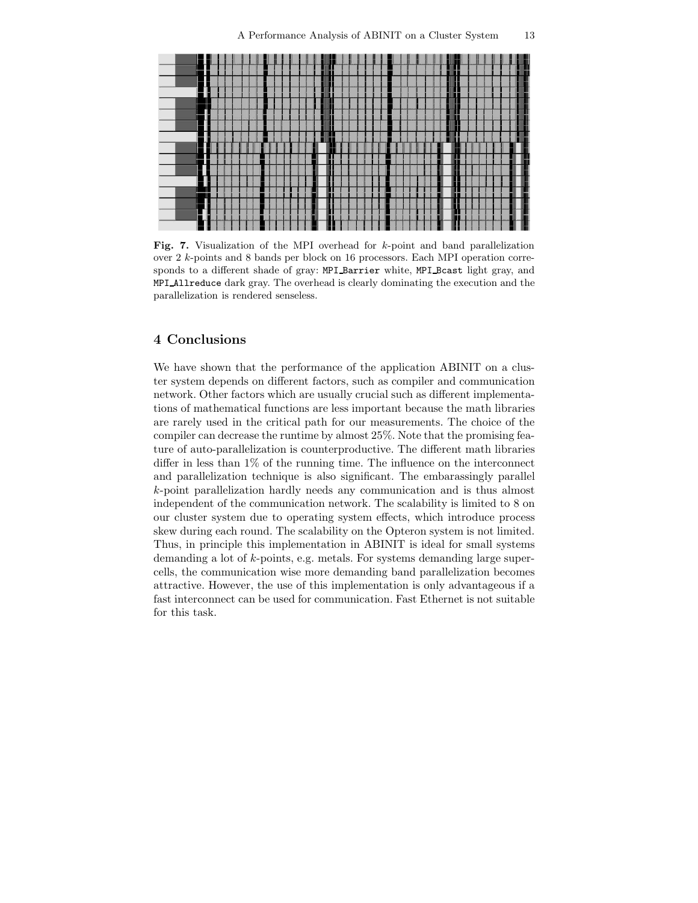**Fig. 7.** Visualization of the MPI overhead for $k$-point and band parallelization over 2 $k$-points and 8 bands per block on 16 processors. Each MPI operation corresponds to a different shade of gray: `MPI_Barrier` white, `MPI_Bcast` light gray, and `MPI_Allreduce` dark gray. The overhead is clearly dominating the execution and the parallelization is rendered senseless.

## 4 Conclusions

We have shown that the performance of the application ABINIT on a cluster system depends on different factors, such as compiler and communication network. Other factors which are usually crucial such as different implementations of mathematical functions are less important because the math libraries are rarely used in the critical path for our measurements. The choice of the compiler can decrease the runtime by almost 25%. Note that the promising feature of auto-parallelization is counterproductive. The different math libraries differ in less than 1% of the running time. The influence on the interconnect and parallelization technique is also significant. The embarassingly parallel $k$-point parallelization hardly needs any communication and is thus almost independent of the communication network. The scalability is limited to 8 on our cluster system due to operating system effects, which introduce process skew during each round. The scalability on the Opteron system is not limited. Thus, in principle this implementation in ABINIT is ideal for small systems demanding a lot of $k$-points, e.g. metals. For systems demanding large supercells, the communication wise more demanding band parallelization becomes attractive. However, the use of this implementation is only advantageous if a fast interconnect can be used for communication. Fast Ethernet is not suitable for this task.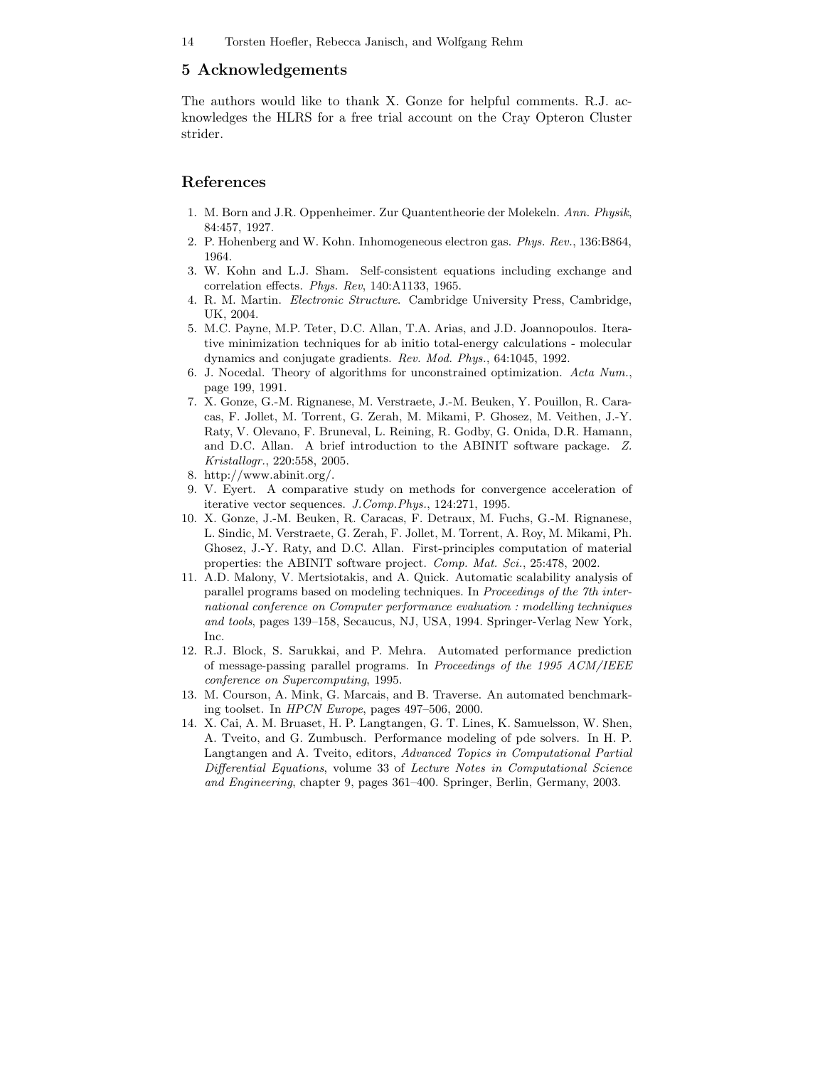## 5 Acknowledgements

The authors would like to thank X. Gonze for helpful comments. R.J. acknowledges the HLRS for a free trial account on the Cray Opteron Cluster strider.

## References

1. M. Born and J.R. Oppenheimer. Zur Quantentheorie der Molekeln. *Ann. Physik*, 84:457, 1927.
2. P. Hohenberg and W. Kohn. Inhomogeneous electron gas. *Phys. Rev.*, 136:B864, 1964.
3. W. Kohn and L.J. Sham. Self-consistent equations including exchange and correlation effects. *Phys. Rev*, 140:A1133, 1965.
4. R. M. Martin. *Electronic Structure*. Cambridge University Press, Cambridge, UK, 2004.
5. M.C. Payne, M.P. Teter, D.C. Allan, T.A. Arias, and J.D. Joannopoulos. Iterative minimization techniques for ab initio total-energy calculations - molecular dynamics and conjugate gradients. *Rev. Mod. Phys.*, 64:1045, 1992.
6. J. Nocedal. Theory of algorithms for unconstrained optimization. *Acta Num.*, page 199, 1991.
7. X. Gonze, G.-M. Rignanese, M. Verstraete, J.-M. Beuken, Y. Pouillon, R. Caracas, F. Jollet, M. Torrent, G. Zerah, M. Mikami, P. Ghosez, M. Veithen, J.-Y. Raty, V. Olevano, F. Bruneval, L. Reining, R. Godby, G. Onida, D.R. Hamann, and D.C. Allan. A brief introduction to the ABINIT software package. *Z. Kristallogr.*, 220:558, 2005.
8. http://www.abinit.org/.
9. V. Eyert. A comparative study on methods for convergence acceleration of iterative vector sequences. *J.Comp.Phys.*, 124:271, 1995.
10. X. Gonze, J.-M. Beuken, R. Caracas, F. Detraux, M. Fuchs, G.-M. Rignanese, L. Sindic, M. Verstraete, G. Zerah, F. Jollet, M. Torrent, A. Roy, M. Mikami, Ph. Ghosez, J.-Y. Raty, and D.C. Allan. First-principles computation of material properties: the ABINIT software project. *Comp. Mat. Sci.*, 25:478, 2002.
11. A.D. Malony, V. Mertsiotakis, and A. Quick. Automatic scalability analysis of parallel programs based on modeling techniques. In *Proceedings of the 7th international conference on Computer performance evaluation : modelling techniques and tools*, pages 139–158, Secaucus, NJ, USA, 1994. Springer-Verlag New York, Inc.
12. R.J. Block, S. Sarukkai, and P. Mehra. Automated performance prediction of message-passing parallel programs. In *Proceedings of the 1995 ACM/IEEE conference on Supercomputing*, 1995.
13. M. Courson, A. Mink, G. Marcais, and B. Traverse. An automated benchmarking toolset. In *HPCN Europe*, pages 497–506, 2000.
14. X. Cai, A. M. Bruaset, H. P. Langtangen, G. T. Lines, K. Samuelsson, W. Shen, A. Tveito, and G. Zumbusch. Performance modeling of pde solvers. In H. P. Langtangen and A. Tveito, editors, *Advanced Topics in Computational Partial Differential Equations*, volume 33 of *Lecture Notes in Computational Science and Engineering*, chapter 9, pages 361–400. Springer, Berlin, Germany, 2003.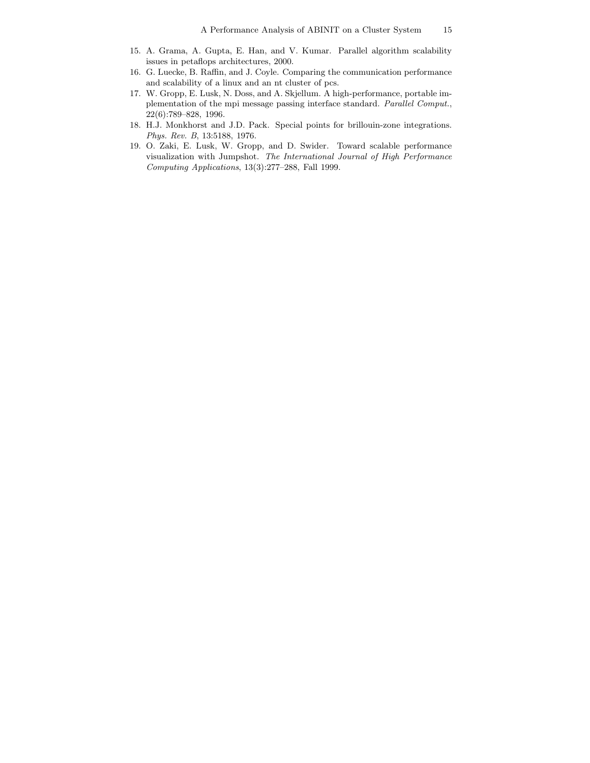15. A. Grama, A. Gupta, E. Han, and V. Kumar. Parallel algorithm scalability issues in petaflops architectures, 2000.
16. G. Luecke, B. Raffin, and J. Coyle. Comparing the communication performance and scalability of a linux and an nt cluster of pcs.
17. W. Gropp, E. Lusk, N. Doss, and A. Skjellum. A high-performance, portable implementation of the mpi message passing interface standard. *Parallel Comput.*, 22(6):789–828, 1996.
18. H.J. Monkhorst and J.D. Pack. Special points for brillouin-zone integrations. *Phys. Rev. B*, 13:5188, 1976.
19. O. Zaki, E. Lusk, W. Gropp, and D. Swider. Toward scalable performance visualization with Jumpshot. *The International Journal of High Performance Computing Applications*, 13(3):277–288, Fall 1999.